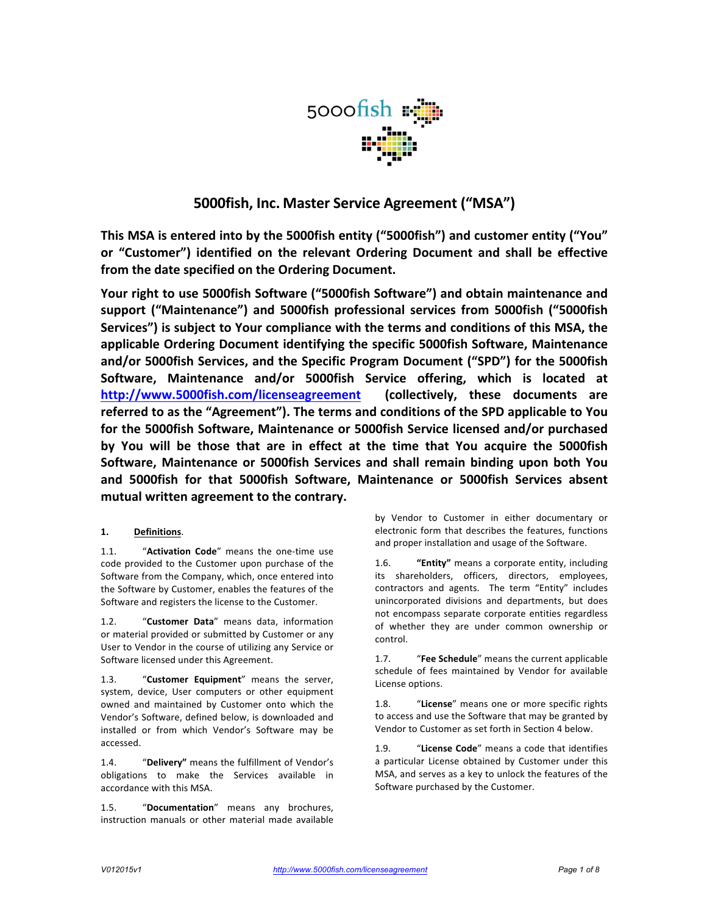# 5000fish, Inc. Master Service Agreement ("MSA")

**This MSA is entered into by the 5000fish entity ("5000fish") and customer entity ("You" or "Customer") identified on the relevant Ordering Document and shall be effective from the date specified on the Ordering Document.**

**Your right to use 5000fish Software ("5000fish Software") and obtain maintenance and support ("Maintenance") and 5000fish professional services from 5000fish ("5000fish Services") is subject to Your compliance with the terms and conditions of this MSA, the applicable Ordering Document identifying the specific 5000fish Software, Maintenance and/or 5000fish Services, and the Specific Program Document ("SPD") for the 5000fish Software, Maintenance and/or 5000fish Service offering, which is located at [http://www.5000fish.com/licenseagreement](http://www.5000fish.com/licenseagreement) (collectively, these documents are referred to as the "Agreement"). The terms and conditions of the SPD applicable to You for the 5000fish Software, Maintenance or 5000fish Service licensed and/or purchased by You will be those that are in effect at the time that You acquire the 5000fish Software, Maintenance or 5000fish Services and shall remain binding upon both You and 5000fish for that 5000fish Software, Maintenance or 5000fish Services absent mutual written agreement to the contrary.**

**1. Definitions.**

1.1. "**Activation Code**" means the one-time use code provided to the Customer upon purchase of the Software from the Company, which, once entered into the Software by Customer, enables the features of the Software and registers the license to the Customer.

1.2. "**Customer Data**" means data, information or material provided or submitted by Customer or any User to Vendor in the course of utilizing any Service or Software licensed under this Agreement.

1.3. "**Customer Equipment**" means the server, system, device, User computers or other equipment owned and maintained by Customer onto which the Vendor's Software, defined below, is downloaded and installed or from which Vendor's Software may be accessed.

1.4. "**Delivery**" means the fulfillment of Vendor's obligations to make the Services available in accordance with this MSA.

1.5. "**Documentation**" means any brochures, instruction manuals or other material made available by Vendor to Customer in either documentary or electronic form that describes the features, functions and proper installation and usage of the Software.

1.6. **"Entity"** means a corporate entity, including its shareholders, officers, directors, employees, contractors and agents. The term "Entity" includes unincorporated divisions and departments, but does not encompass separate corporate entities regardless of whether they are under common ownership or control.

1.7. "**Fee Schedule**" means the current applicable schedule of fees maintained by Vendor for available License options.

1.8. "**License**" means one or more specific rights to access and use the Software that may be granted by Vendor to Customer as set forth in Section 4 below.

1.9. "**License Code**" means a code that identifies a particular License obtained by Customer under this MSA, and serves as a key to unlock the features of the Software purchased by the Customer.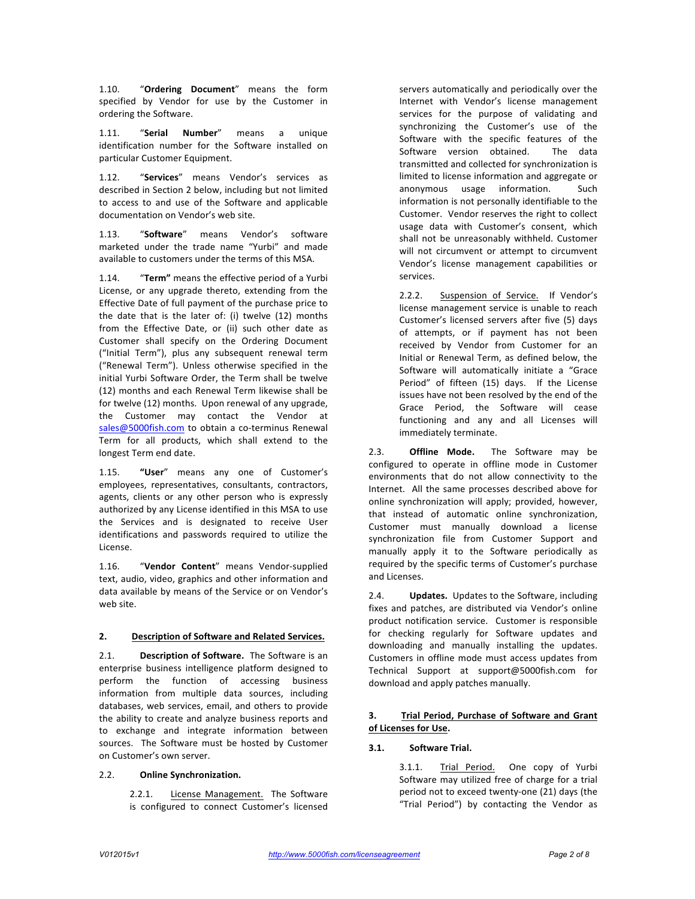1.10. "**Ordering Document**" means the form specified by Vendor for use by the Customer in ordering the Software.

1.11. "**Serial Number**" means a unique identification number for the Software installed on particular Customer Equipment.

1.12. "**Services**" means Vendor's services as described in Section 2 below, including but not limited to access to and use of the Software and applicable documentation on Vendor's web site.

1.13. "**Software**" means Vendor's software marketed under the trade name "Yurbi" and made available to customers under the terms of this MSA.

1.14. "**Term"** means the effective period of a Yurbi License, or any upgrade thereto, extending from the Effective Date of full payment of the purchase price to the date that is the later of: (i) twelve (12) months from the Effective Date, or (ii) such other date as Customer shall specify on the Ordering Document ("Initial Term"), plus any subsequent renewal term ("Renewal Term"). Unless otherwise specified in the initial Yurbi Software Order, the Term shall be twelve (12) months and each Renewal Term likewise shall be for twelve (12) months. Upon renewal of any upgrade, the Customer may contact the Vendor at sales@5000fish.com to obtain a co-terminus Renewal Term for all products, which shall extend to the longest Term end date.

1.15. **"User**" means any one of Customer's employees, representatives, consultants, contractors, agents, clients or any other person who is expressly authorized by any License identified in this MSA to use the Services and is designated to receive User identifications and passwords required to utilize the License.

1.16. "**Vendor Content**" means Vendor-supplied text, audio, video, graphics and other information and data available by means of the Service or on Vendor's web site.

## 2. Description of Software and Related Services.

2.1. **Description of Software.** The Software is an enterprise business intelligence platform designed to perform the function of accessing business information from multiple data sources, including databases, web services, email, and others to provide the ability to create and analyze business reports and to exchange and integrate information between sources. The Software must be hosted by Customer on Customer's own server.

2.2. **Online Synchronization.**

2.2.1. License Management. The Software is configured to connect Customer's licensed servers automatically and periodically over the Internet with Vendor's license management services for the purpose of validating and synchronizing the Customer's use of the Software with the specific features of the Software version obtained. The data transmitted and collected for synchronization is limited to license information and aggregate or anonymous usage information. Such information is not personally identifiable to the Customer. Vendor reserves the right to collect usage data with Customer's consent, which shall not be unreasonably withheld. Customer will not circumvent or attempt to circumvent Vendor's license management capabilities or services.

2.2.2. Suspension of Service. If Vendor's license management service is unable to reach Customer's licensed servers after five (5) days of attempts, or if payment has not been received by Vendor from Customer for an Initial or Renewal Term, as defined below, the Software will automatically initiate a "Grace Period" of fifteen (15) days. If the License issues have not been resolved by the end of the Grace Period, the Software will cease functioning and any and all Licenses will immediately terminate.

2.3. **Offline Mode.** The Software may be configured to operate in offline mode in Customer environments that do not allow connectivity to the Internet. All the same processes described above for online synchronization will apply; provided, however, that instead of automatic online synchronization, Customer must manually download a license synchronization file from Customer Support and manually apply it to the Software periodically as required by the specific terms of Customer's purchase and Licenses.

2.4. **Updates.** Updates to the Software, including fixes and patches, are distributed via Vendor's online product notification service. Customer is responsible for checking regularly for Software updates and downloading and manually installing the updates. Customers in offline mode must access updates from Technical Support at support@5000fish.com for download and apply patches manually.

## 3. Trial Period, Purchase of Software and Grant of Licenses for Use.

### 3.1. Software Trial.

3.1.1. Trial Period. One copy of Yurbi Software may utilized free of charge for a trial period not to exceed twenty-one (21) days (the "Trial Period") by contacting the Vendor as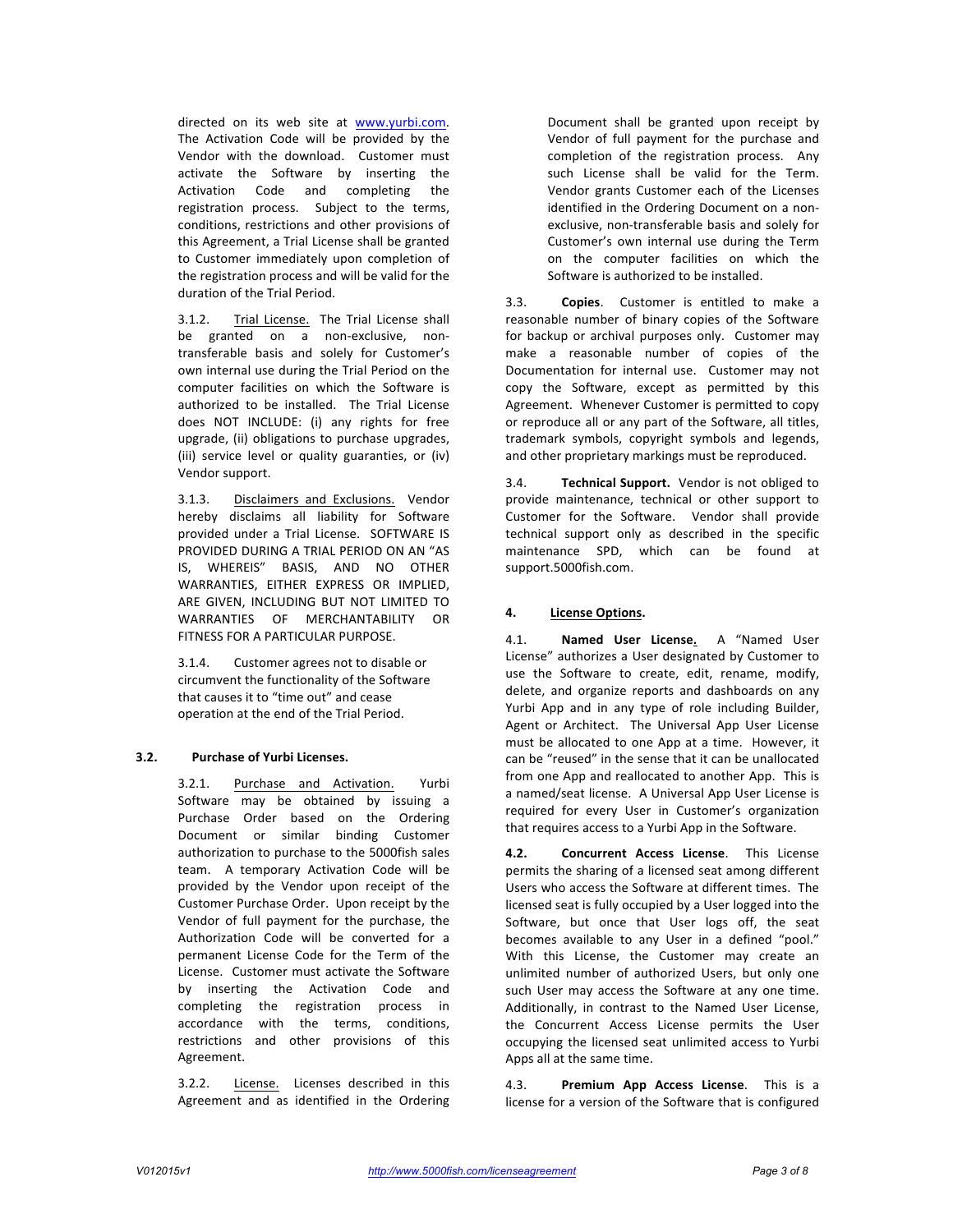directed on its web site at www.yurbi.com. The Activation Code will be provided by the Vendor with the download. Customer must activate the Software by inserting the Activation Code and completing the registration process. Subject to the terms, conditions, restrictions and other provisions of this Agreement, a Trial License shall be granted to Customer immediately upon completion of the registration process and will be valid for the duration of the Trial Period.

3.1.2. Trial License. The Trial License shall be granted on a non-exclusive, non-transferable basis and solely for Customer's own internal use during the Trial Period on the computer facilities on which the Software is authorized to be installed. The Trial License does NOT INCLUDE: (i) any rights for free upgrade, (ii) obligations to purchase upgrades, (iii) service level or quality guaranties, or (iv) Vendor support.

3.1.3. Disclaimers and Exclusions. Vendor hereby disclaims all liability for Software provided under a Trial License. SOFTWARE IS PROVIDED DURING A TRIAL PERIOD ON AN "AS IS, WHEREIS" BASIS, AND NO OTHER WARRANTIES, EITHER EXPRESS OR IMPLIED, ARE GIVEN, INCLUDING BUT NOT LIMITED TO WARRANTIES OF MERCHANTABILITY OR FITNESS FOR A PARTICULAR PURPOSE.

3.1.4. Customer agrees not to disable or circumvent the functionality of the Software that causes it to "time out" and cease operation at the end of the Trial Period.

**3.2. Purchase of Yurbi Licenses.**

3.2.1. Purchase and Activation. Yurbi Software may be obtained by issuing a Purchase Order based on the Ordering Document or similar binding Customer authorization to purchase to the 5000fish sales team. A temporary Activation Code will be provided by the Vendor upon receipt of the Customer Purchase Order. Upon receipt by the Vendor of full payment for the purchase, the Authorization Code will be converted for a permanent License Code for the Term of the License. Customer must activate the Software by inserting the Activation Code and completing the registration process in accordance with the terms, conditions, restrictions and other provisions of this Agreement.

3.2.2. License. Licenses described in this Agreement and as identified in the Ordering Document shall be granted upon receipt by Vendor of full payment for the purchase and completion of the registration process. Any such License shall be valid for the Term. Vendor grants Customer each of the Licenses identified in the Ordering Document on a non-exclusive, non-transferable basis and solely for Customer's own internal use during the Term on the computer facilities on which the Software is authorized to be installed.

3.3. **Copies**. Customer is entitled to make a reasonable number of binary copies of the Software for backup or archival purposes only. Customer may make a reasonable number of copies of the Documentation for internal use. Customer may not copy the Software, except as permitted by this Agreement. Whenever Customer is permitted to copy or reproduce all or any part of the Software, all titles, trademark symbols, copyright symbols and legends, and other proprietary markings must be reproduced.

3.4. **Technical Support.** Vendor is not obliged to provide maintenance, technical or other support to Customer for the Software. Vendor shall provide technical support only as described in the specific maintenance SPD, which can be found at support.5000fish.com.

**4. License Options.**

4.1. **Named User License.** A "Named User License" authorizes a User designated by Customer to use the Software to create, edit, rename, modify, delete, and organize reports and dashboards on any Yurbi App and in any type of role including Builder, Agent or Architect. The Universal App User License must be allocated to one App at a time. However, it can be "reused" in the sense that it can be unallocated from one App and reallocated to another App. This is a named/seat license. A Universal App User License is required for every User in Customer's organization that requires access to a Yurbi App in the Software.

**4.2. Concurrent Access License**. This License permits the sharing of a licensed seat among different Users who access the Software at different times. The licensed seat is fully occupied by a User logged into the Software, but once that User logs off, the seat becomes available to any User in a defined "pool." With this License, the Customer may create an unlimited number of authorized Users, but only one such User may access the Software at any one time. Additionally, in contrast to the Named User License, the Concurrent Access License permits the User occupying the licensed seat unlimited access to Yurbi Apps all at the same time.

4.3. **Premium App Access License**. This is a license for a version of the Software that is configured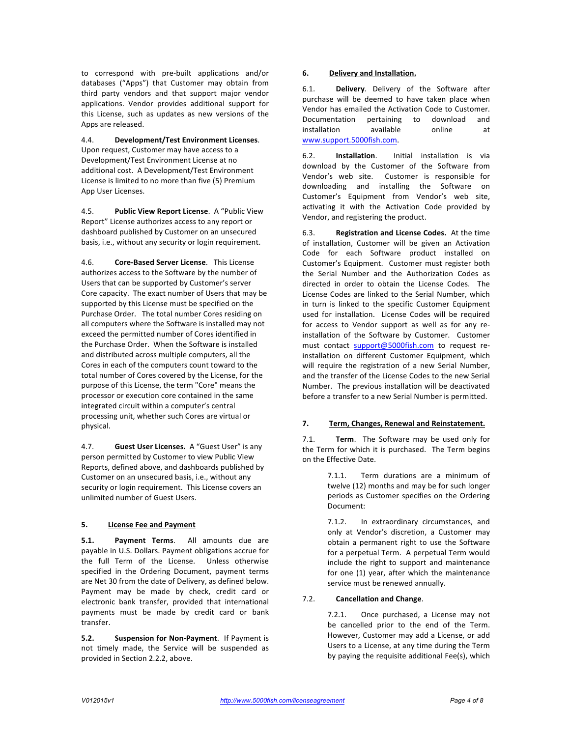to correspond with pre-built applications and/or databases ("Apps") that Customer may obtain from third party vendors and that support major vendor applications. Vendor provides additional support for this License, such as updates as new versions of the Apps are released.

4.4. **Development/Test Environment Licenses**. Upon request, Customer may have access to a Development/Test Environment License at no additional cost. A Development/Test Environment License is limited to no more than five (5) Premium App User Licenses.

4.5. **Public View Report License**. A "Public View Report" License authorizes access to any report or dashboard published by Customer on an unsecured basis, i.e., without any security or login requirement.

4.6. **Core-Based Server License**. This License authorizes access to the Software by the number of Users that can be supported by Customer's server Core capacity. The exact number of Users that may be supported by this License must be specified on the Purchase Order. The total number Cores residing on all computers where the Software is installed may not exceed the permitted number of Cores identified in the Purchase Order. When the Software is installed and distributed across multiple computers, all the Cores in each of the computers count toward to the total number of Cores covered by the License, for the purpose of this License, the term "Core" means the processor or execution core contained in the same integrated circuit within a computer's central processing unit, whether such Cores are virtual or physical.

4.7. **Guest User Licenses.** A "Guest User" is any person permitted by Customer to view Public View Reports, defined above, and dashboards published by Customer on an unsecured basis, i.e., without any security or login requirement. This License covers an unlimited number of Guest Users.

## 5. License Fee and Payment

**5.1. Payment Terms**. All amounts due are payable in U.S. Dollars. Payment obligations accrue for the full Term of the License. Unless otherwise specified in the Ordering Document, payment terms are Net 30 from the date of Delivery, as defined below. Payment may be made by check, credit card or electronic bank transfer, provided that international payments must be made by credit card or bank transfer.

**5.2. Suspension for Non-Payment**. If Payment is not timely made, the Service will be suspended as provided in Section 2.2.2, above.

## 6. Delivery and Installation.

6.1. **Delivery**. Delivery of the Software after purchase will be deemed to have taken place when Vendor has emailed the Activation Code to Customer. Documentation pertaining to download and installation available online at www.support.5000fish.com.

6.2. **Installation**. Initial installation is via download by the Customer of the Software from Vendor's web site. Customer is responsible for downloading and installing the Software on Customer's Equipment from Vendor's web site, activating it with the Activation Code provided by Vendor, and registering the product.

6.3. **Registration and License Codes.** At the time of installation, Customer will be given an Activation Code for each Software product installed on Customer's Equipment. Customer must register both the Serial Number and the Authorization Codes as directed in order to obtain the License Codes. The License Codes are linked to the Serial Number, which in turn is linked to the specific Customer Equipment used for installation. License Codes will be required for access to Vendor support as well as for any re-installation of the Software by Customer. Customer must contact support@5000fish.com to request re-installation on different Customer Equipment, which will require the registration of a new Serial Number, and the transfer of the License Codes to the new Serial Number. The previous installation will be deactivated before a transfer to a new Serial Number is permitted.

## 7. Term, Changes, Renewal and Reinstatement.

7.1. **Term**. The Software may be used only for the Term for which it is purchased. The Term begins on the Effective Date.

7.1.1. Term durations are a minimum of twelve (12) months and may be for such longer periods as Customer specifies on the Ordering Document:

7.1.2. In extraordinary circumstances, and only at Vendor's discretion, a Customer may obtain a permanent right to use the Software for a perpetual Term. A perpetual Term would include the right to support and maintenance for one (1) year, after which the maintenance service must be renewed annually.

7.2. **Cancellation and Change**.

7.2.1. Once purchased, a License may not be cancelled prior to the end of the Term. However, Customer may add a License, or add Users to a License, at any time during the Term by paying the requisite additional Fee(s), which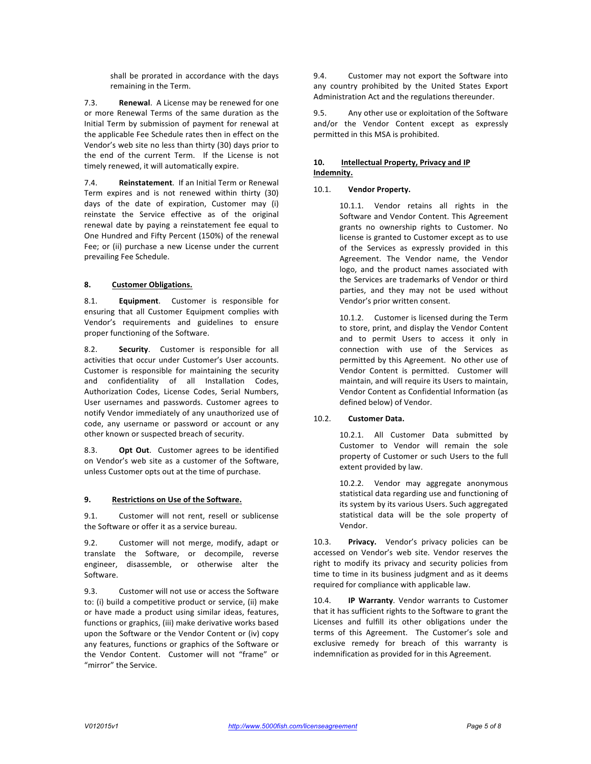shall be prorated in accordance with the days remaining in the Term.

7.3. **Renewal**. A License may be renewed for one or more Renewal Terms of the same duration as the Initial Term by submission of payment for renewal at the applicable Fee Schedule rates then in effect on the Vendor's web site no less than thirty (30) days prior to the end of the current Term. If the License is not timely renewed, it will automatically expire.

7.4. **Reinstatement**. If an Initial Term or Renewal Term expires and is not renewed within thirty (30) days of the date of expiration, Customer may (i) reinstate the Service effective as of the original renewal date by paying a reinstatement fee equal to One Hundred and Fifty Percent (150%) of the renewal Fee; or (ii) purchase a new License under the current prevailing Fee Schedule.

## 8. Customer Obligations.

8.1. **Equipment**. Customer is responsible for ensuring that all Customer Equipment complies with Vendor's requirements and guidelines to ensure proper functioning of the Software.

8.2. **Security**. Customer is responsible for all activities that occur under Customer's User accounts. Customer is responsible for maintaining the security and confidentiality of all Installation Codes, Authorization Codes, License Codes, Serial Numbers, User usernames and passwords. Customer agrees to notify Vendor immediately of any unauthorized use of code, any username or password or account or any other known or suspected breach of security.

8.3. **Opt Out**. Customer agrees to be identified on Vendor's web site as a customer of the Software, unless Customer opts out at the time of purchase.

## 9. Restrictions on Use of the Software.

9.1. Customer will not rent, resell or sublicense the Software or offer it as a service bureau.

9.2. Customer will not merge, modify, adapt or translate the Software, or decompile, reverse engineer, disassemble, or otherwise alter the Software.

9.3. Customer will not use or access the Software to: (i) build a competitive product or service, (ii) make or have made a product using similar ideas, features, functions or graphics, (iii) make derivative works based upon the Software or the Vendor Content or (iv) copy any features, functions or graphics of the Software or the Vendor Content. Customer will not "frame" or "mirror" the Service.

9.4. Customer may not export the Software into any country prohibited by the United States Export Administration Act and the regulations thereunder.

9.5. Any other use or exploitation of the Software and/or the Vendor Content except as expressly permitted in this MSA is prohibited.

## 10. Intellectual Property, Privacy and IP Indemnity.

10.1. **Vendor Property.**

10.1.1. Vendor retains all rights in the Software and Vendor Content. This Agreement grants no ownership rights to Customer. No license is granted to Customer except as to use of the Services as expressly provided in this Agreement. The Vendor name, the Vendor logo, and the product names associated with the Services are trademarks of Vendor or third parties, and they may not be used without Vendor's prior written consent.

10.1.2. Customer is licensed during the Term to store, print, and display the Vendor Content and to permit Users to access it only in connection with use of the Services as permitted by this Agreement. No other use of Vendor Content is permitted. Customer will maintain, and will require its Users to maintain, Vendor Content as Confidential Information (as defined below) of Vendor.

10.2. **Customer Data.**

10.2.1. All Customer Data submitted by Customer to Vendor will remain the sole property of Customer or such Users to the full extent provided by law.

10.2.2. Vendor may aggregate anonymous statistical data regarding use and functioning of its system by its various Users. Such aggregated statistical data will be the sole property of Vendor.

10.3. **Privacy.** Vendor's privacy policies can be accessed on Vendor's web site. Vendor reserves the right to modify its privacy and security policies from time to time in its business judgment and as it deems required for compliance with applicable law.

10.4. **IP Warranty**. Vendor warrants to Customer that it has sufficient rights to the Software to grant the Licenses and fulfill its other obligations under the terms of this Agreement. The Customer's sole and exclusive remedy for breach of this warranty is indemnification as provided for in this Agreement.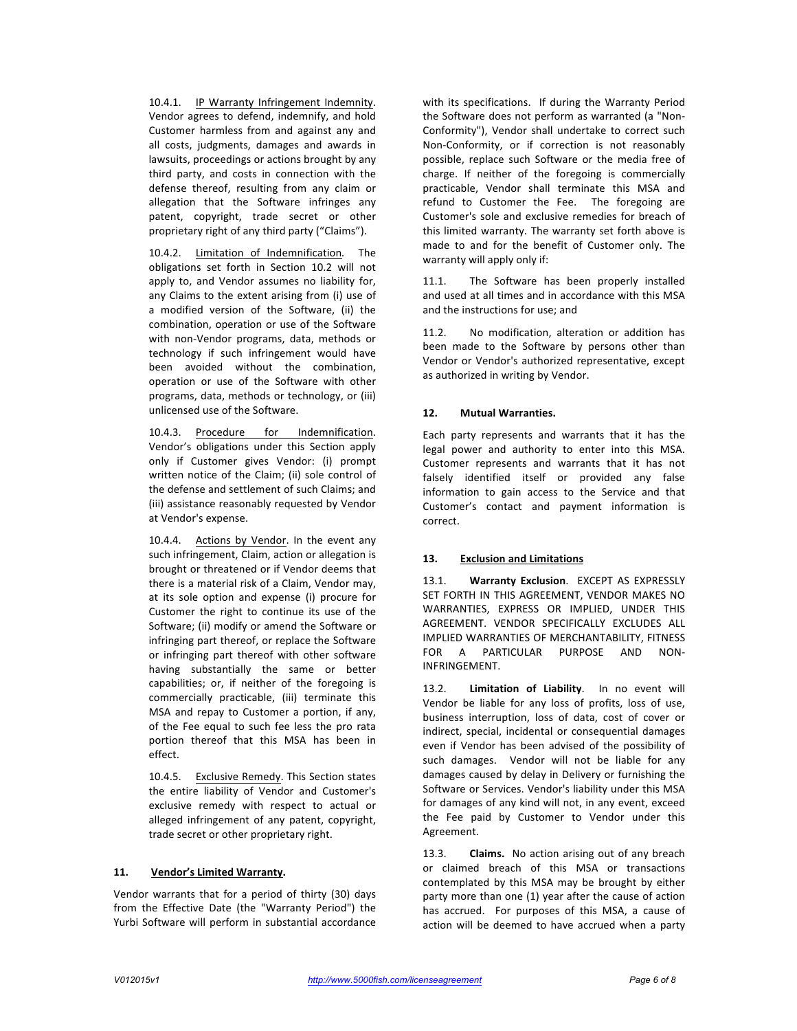10.4.1. <u>IP Warranty Infringement Indemnity</u>. Vendor agrees to defend, indemnify, and hold Customer harmless from and against any and all costs, judgments, damages and awards in lawsuits, proceedings or actions brought by any third party, and costs in connection with the defense thereof, resulting from any claim or allegation that the Software infringes any patent, copyright, trade secret or other proprietary right of any third party ("Claims").

10.4.2. <u>Limitation of Indemnification</u>. The obligations set forth in Section 10.2 will not apply to, and Vendor assumes no liability for, any Claims to the extent arising from (i) use of a modified version of the Software, (ii) the combination, operation or use of the Software with non-Vendor programs, data, methods or technology if such infringement would have been avoided without the combination, operation or use of the Software with other programs, data, methods or technology, or (iii) unlicensed use of the Software.

10.4.3. <u>Procedure for Indemnification</u>. Vendor's obligations under this Section apply only if Customer gives Vendor: (i) prompt written notice of the Claim; (ii) sole control of the defense and settlement of such Claims; and (iii) assistance reasonably requested by Vendor at Vendor's expense.

10.4.4. <u>Actions by Vendor</u>. In the event any such infringement, Claim, action or allegation is brought or threatened or if Vendor deems that there is a material risk of a Claim, Vendor may, at its sole option and expense (i) procure for Customer the right to continue its use of the Software; (ii) modify or amend the Software or infringing part thereof, or replace the Software or infringing part thereof with other software having substantially the same or better capabilities; or, if neither of the foregoing is commercially practicable, (iii) terminate this MSA and repay to Customer a portion, if any, of the Fee equal to such fee less the pro rata portion thereof that this MSA has been in effect.

10.4.5. <u>Exclusive Remedy</u>. This Section states the entire liability of Vendor and Customer's exclusive remedy with respect to actual or alleged infringement of any patent, copyright, trade secret or other proprietary right.

## 11. <u>Vendor's Limited Warranty.</u>

Vendor warrants that for a period of thirty (30) days from the Effective Date (the "Warranty Period") the Yurbi Software will perform in substantial accordance with its specifications. If during the Warranty Period the Software does not perform as warranted (a "Non-Conformity"), Vendor shall undertake to correct such Non-Conformity, or if correction is not reasonably possible, replace such Software or the media free of charge. If neither of the foregoing is commercially practicable, Vendor shall terminate this MSA and refund to Customer the Fee. The foregoing are Customer's sole and exclusive remedies for breach of this limited warranty. The warranty set forth above is made to and for the benefit of Customer only. The warranty will apply only if:

11.1. The Software has been properly installed and used at all times and in accordance with this MSA and the instructions for use; and

11.2. No modification, alteration or addition has been made to the Software by persons other than Vendor or Vendor's authorized representative, except as authorized in writing by Vendor.

## 12. Mutual Warranties.

Each party represents and warrants that it has the legal power and authority to enter into this MSA. Customer represents and warrants that it has not falsely identified itself or provided any false information to gain access to the Service and that Customer's contact and payment information is correct.

## 13. <u>Exclusion and Limitations</u>

13.1. **Warranty Exclusion**. EXCEPT AS EXPRESSLY SET FORTH IN THIS AGREEMENT, VENDOR MAKES NO WARRANTIES, EXPRESS OR IMPLIED, UNDER THIS AGREEMENT. VENDOR SPECIFICALLY EXCLUDES ALL IMPLIED WARRANTIES OF MERCHANTABILITY, FITNESS FOR A PARTICULAR PURPOSE AND NON-INFRINGEMENT.

13.2. **Limitation of Liability**. In no event will Vendor be liable for any loss of profits, loss of use, business interruption, loss of data, cost of cover or indirect, special, incidental or consequential damages even if Vendor has been advised of the possibility of such damages. Vendor will not be liable for any damages caused by delay in Delivery or furnishing the Software or Services. Vendor's liability under this MSA for damages of any kind will not, in any event, exceed the Fee paid by Customer to Vendor under this Agreement.

13.3. **Claims.** No action arising out of any breach or claimed breach of this MSA or transactions contemplated by this MSA may be brought by either party more than one (1) year after the cause of action has accrued. For purposes of this MSA, a cause of action will be deemed to have accrued when a party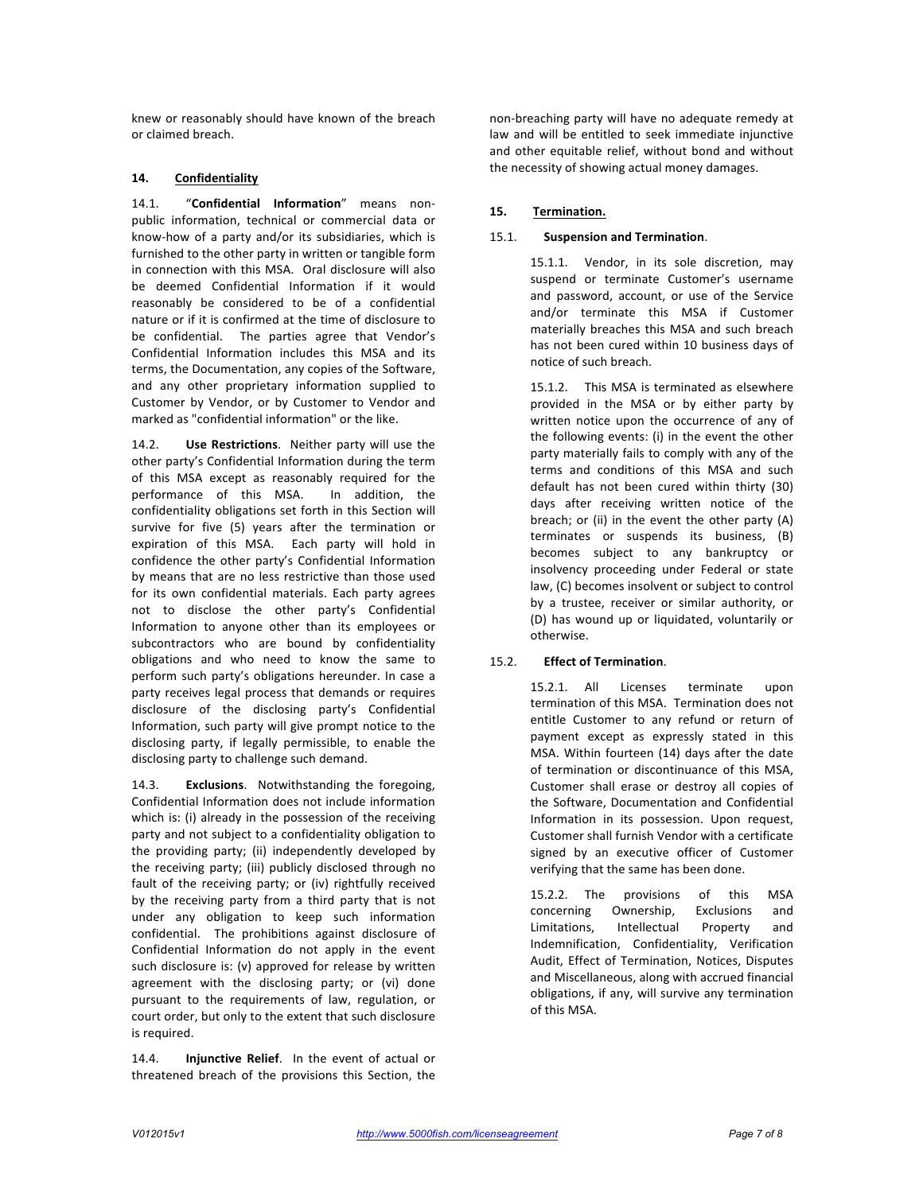knew or reasonably should have known of the breach or claimed breach.

## 14. Confidentiality

14.1. "**Confidential Information**" means non-public information, technical or commercial data or know-how of a party and/or its subsidiaries, which is furnished to the other party in written or tangible form in connection with this MSA. Oral disclosure will also be deemed Confidential Information if it would reasonably be considered to be of a confidential nature or if it is confirmed at the time of disclosure to be confidential. The parties agree that Vendor's Confidential Information includes this MSA and its terms, the Documentation, any copies of the Software, and any other proprietary information supplied to Customer by Vendor, or by Customer to Vendor and marked as "confidential information" or the like.

14.2. **Use Restrictions**. Neither party will use the other party's Confidential Information during the term of this MSA except as reasonably required for the performance of this MSA. In addition, the confidentiality obligations set forth in this Section will survive for five (5) years after the termination or expiration of this MSA. Each party will hold in confidence the other party's Confidential Information by means that are no less restrictive than those used for its own confidential materials. Each party agrees not to disclose the other party's Confidential Information to anyone other than its employees or subcontractors who are bound by confidentiality obligations and who need to know the same to perform such party's obligations hereunder. In case a party receives legal process that demands or requires disclosure of the disclosing party's Confidential Information, such party will give prompt notice to the disclosing party, if legally permissible, to enable the disclosing party to challenge such demand.

14.3. **Exclusions**. Notwithstanding the foregoing, Confidential Information does not include information which is: (i) already in the possession of the receiving party and not subject to a confidentiality obligation to the providing party; (ii) independently developed by the receiving party; (iii) publicly disclosed through no fault of the receiving party; or (iv) rightfully received by the receiving party from a third party that is not under any obligation to keep such information confidential. The prohibitions against disclosure of Confidential Information do not apply in the event such disclosure is: (v) approved for release by written agreement with the disclosing party; or (vi) done pursuant to the requirements of law, regulation, or court order, but only to the extent that such disclosure is required.

14.4. **Injunctive Relief**. In the event of actual or threatened breach of the provisions this Section, the non-breaching party will have no adequate remedy at law and will be entitled to seek immediate injunctive and other equitable relief, without bond and without the necessity of showing actual money damages.

## 15. Termination.

15.1. **Suspension and Termination**.

15.1.1. Vendor, in its sole discretion, may suspend or terminate Customer's username and password, account, or use of the Service and/or terminate this MSA if Customer materially breaches this MSA and such breach has not been cured within 10 business days of notice of such breach.

15.1.2. This MSA is terminated as elsewhere provided in the MSA or by either party by written notice upon the occurrence of any of the following events: (i) in the event the other party materially fails to comply with any of the terms and conditions of this MSA and such default has not been cured within thirty (30) days after receiving written notice of the breach; or (ii) in the event the other party (A) terminates or suspends its business, (B) becomes subject to any bankruptcy or insolvency proceeding under Federal or state law, (C) becomes insolvent or subject to control by a trustee, receiver or similar authority, or (D) has wound up or liquidated, voluntarily or otherwise.

15.2. **Effect of Termination**.

15.2.1. All Licenses terminate upon termination of this MSA. Termination does not entitle Customer to any refund or return of payment except as expressly stated in this MSA. Within fourteen (14) days after the date of termination or discontinuance of this MSA, Customer shall erase or destroy all copies of the Software, Documentation and Confidential Information in its possession. Upon request, Customer shall furnish Vendor with a certificate signed by an executive officer of Customer verifying that the same has been done.

15.2.2. The provisions of this MSA concerning Ownership, Exclusions and Limitations, Intellectual Property and Indemnification, Confidentiality, Verification Audit, Effect of Termination, Notices, Disputes and Miscellaneous, along with accrued financial obligations, if any, will survive any termination of this MSA.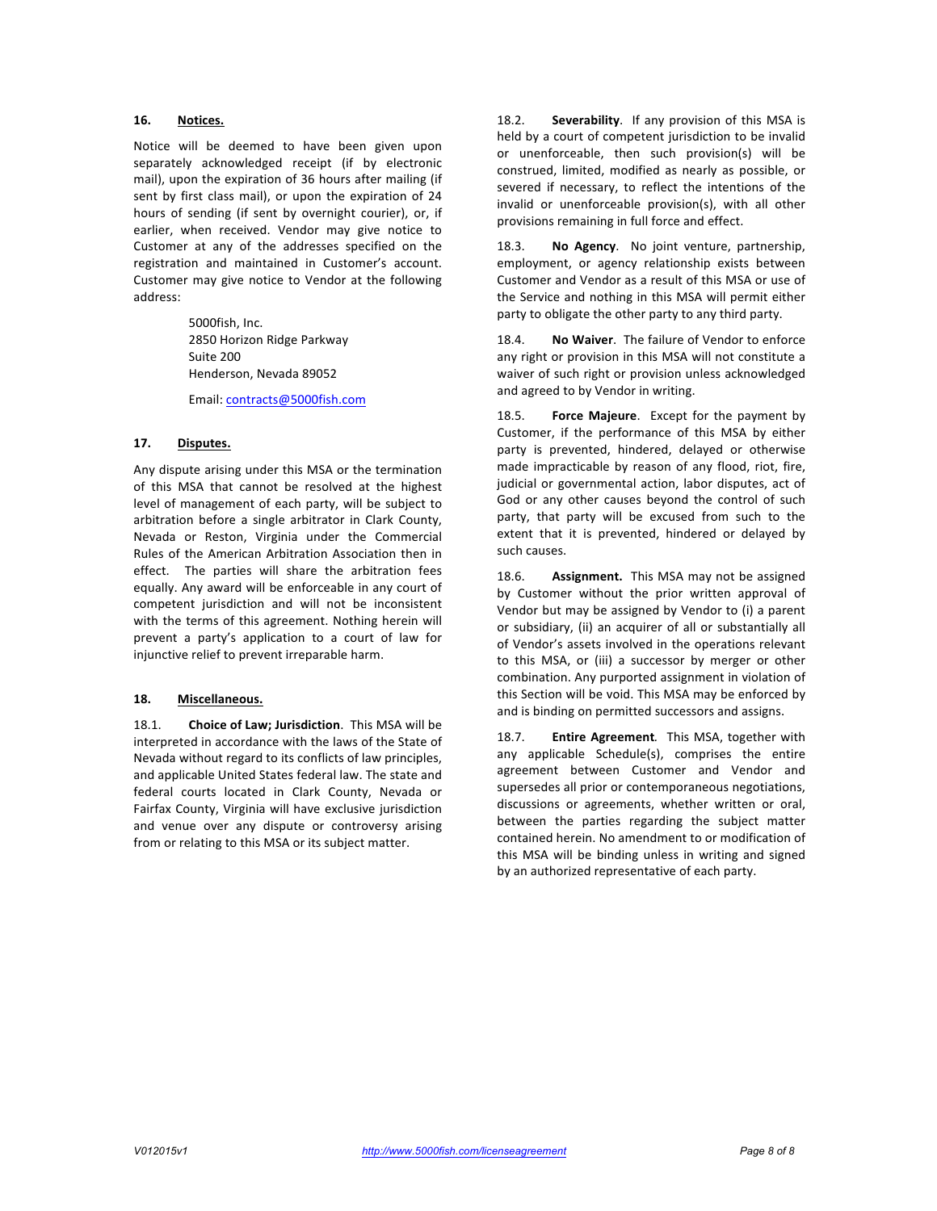## 16. Notices.

Notice will be deemed to have been given upon separately acknowledged receipt (if by electronic mail), upon the expiration of 36 hours after mailing (if sent by first class mail), or upon the expiration of 24 hours of sending (if sent by overnight courier), or, if earlier, when received. Vendor may give notice to Customer at any of the addresses specified on the registration and maintained in Customer's account. Customer may give notice to Vendor at the following address:

> 5000fish, Inc.
> 2850 Horizon Ridge Parkway
> Suite 200
> Henderson, Nevada 89052
>
> Email: contracts@5000fish.com

## 17. Disputes.

Any dispute arising under this MSA or the termination of this MSA that cannot be resolved at the highest level of management of each party, will be subject to arbitration before a single arbitrator in Clark County, Nevada or Reston, Virginia under the Commercial Rules of the American Arbitration Association then in effect. The parties will share the arbitration fees equally. Any award will be enforceable in any court of competent jurisdiction and will not be inconsistent with the terms of this agreement. Nothing herein will prevent a party's application to a court of law for injunctive relief to prevent irreparable harm.

## 18. Miscellaneous.

18.1. **Choice of Law; Jurisdiction**. This MSA will be interpreted in accordance with the laws of the State of Nevada without regard to its conflicts of law principles, and applicable United States federal law. The state and federal courts located in Clark County, Nevada or Fairfax County, Virginia will have exclusive jurisdiction and venue over any dispute or controversy arising from or relating to this MSA or its subject matter.

18.2. **Severability**. If any provision of this MSA is held by a court of competent jurisdiction to be invalid or unenforceable, then such provision(s) will be construed, limited, modified as nearly as possible, or severed if necessary, to reflect the intentions of the invalid or unenforceable provision(s), with all other provisions remaining in full force and effect.

18.3. **No Agency**. No joint venture, partnership, employment, or agency relationship exists between Customer and Vendor as a result of this MSA or use of the Service and nothing in this MSA will permit either party to obligate the other party to any third party.

18.4. **No Waiver**. The failure of Vendor to enforce any right or provision in this MSA will not constitute a waiver of such right or provision unless acknowledged and agreed to by Vendor in writing.

18.5. **Force Majeure**. Except for the payment by Customer, if the performance of this MSA by either party is prevented, hindered, delayed or otherwise made impracticable by reason of any flood, riot, fire, judicial or governmental action, labor disputes, act of God or any other causes beyond the control of such party, that party will be excused from such to the extent that it is prevented, hindered or delayed by such causes.

18.6. **Assignment.** This MSA may not be assigned by Customer without the prior written approval of Vendor but may be assigned by Vendor to (i) a parent or subsidiary, (ii) an acquirer of all or substantially all of Vendor's assets involved in the operations relevant to this MSA, or (iii) a successor by merger or other combination. Any purported assignment in violation of this Section will be void. This MSA may be enforced by and is binding on permitted successors and assigns.

18.7. **Entire Agreement**. This MSA, together with any applicable Schedule(s), comprises the entire agreement between Customer and Vendor and supersedes all prior or contemporaneous negotiations, discussions or agreements, whether written or oral, between the parties regarding the subject matter contained herein. No amendment to or modification of this MSA will be binding unless in writing and signed by an authorized representative of each party.